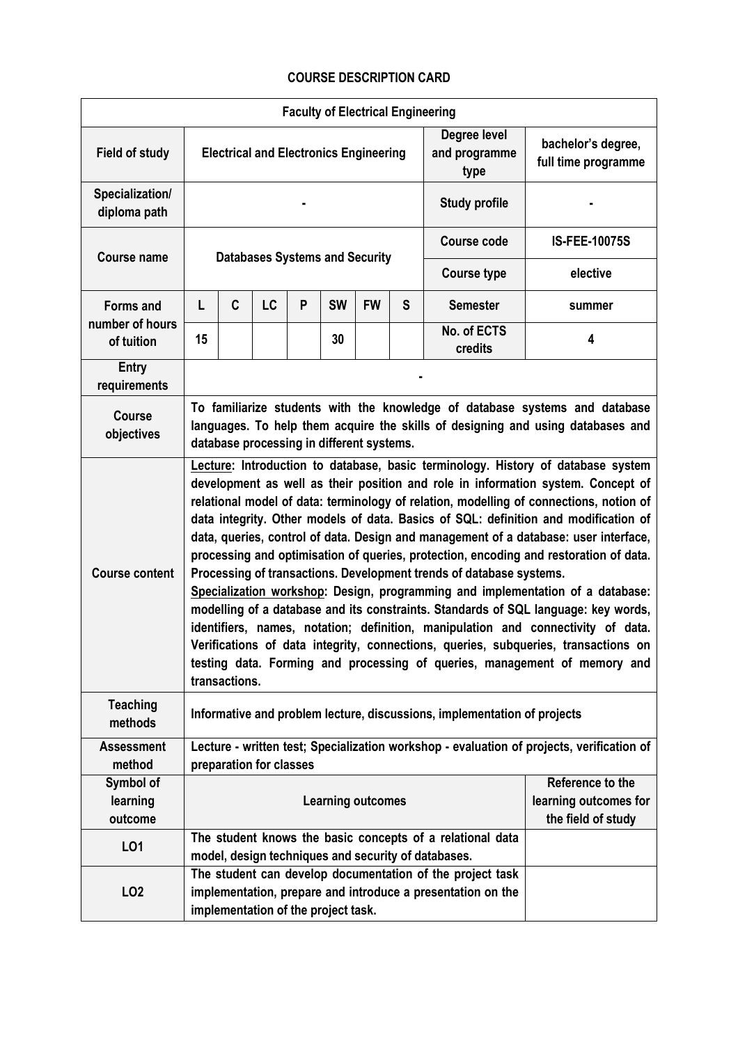# COURSE DESCRIPTION CARD

| Faculty of Electrical Engineering | | | | | | | | | |
|---|---|---|---|---|---|---|---|---|---|
| **Field of study** | **Electrical and Electronics Engineering** | | | | | | | **Degree level and programme type** | **bachelor's degree, full time programme** |
| **Specialization/ diploma path** | **-** | | | | | | | **Study profile** | **-** |
| **Course name** | **Databases Systems and Security** | | | | | | | **Course code** | **IS-FEE-10075S** |
| | | | | | | | | **Course type** | **elective** |
| **Forms and number of hours of tuition** | **L** | **C** | **LC** | **P** | **SW** | **FW** | **S** | **Semester** | **summer** |
| | **15** | | | | **30** | | | **No. of ECTS credits** | **4** |
| **Entry requirements** | **-** | | | | | | | | |
| **Course objectives** | **To familiarize students with the knowledge of database systems and database languages. To help them acquire the skills of designing and using databases and database processing in different systems.** | | | | | | | | |
| **Course content** | **<u>Lecture</u>: Introduction to database, basic terminology. History of database system development as well as their position and role in information system. Concept of relational model of data: terminology of relation, modelling of connections, notion of data integrity. Other models of data. Basics of SQL: definition and modification of data, queries, control of data. Design and management of a database: user interface, processing and optimisation of queries, protection, encoding and restoration of data. Processing of transactions. Development trends of database systems.**<br>**<u>Specialization workshop</u>: Design, programming and implementation of a database: modelling of a database and its constraints. Standards of SQL language: key words, identifiers, names, notation; definition, manipulation and connectivity of data. Verifications of data integrity, connections, queries, subqueries, transactions on testing data. Forming and processing of queries, management of memory and transactions.** | | | | | | | | |
| **Teaching methods** | **Informative and problem lecture, discussions, implementation of projects** | | | | | | | | |
| **Assessment method** | **Lecture - written test; Specialization workshop - evaluation of projects, verification of preparation for classes** | | | | | | | | |
| **Symbol of learning outcome** | **Learning outcomes** | | | | | | | | **Reference to the learning outcomes for the field of study** |
| **LO1** | **The student knows the basic concepts of a relational data model, design techniques and security of databases.** | | | | | | | | |
| **LO2** | **The student can develop documentation of the project task implementation, prepare and introduce a presentation on the implementation of the project task.** | | | | | | | | |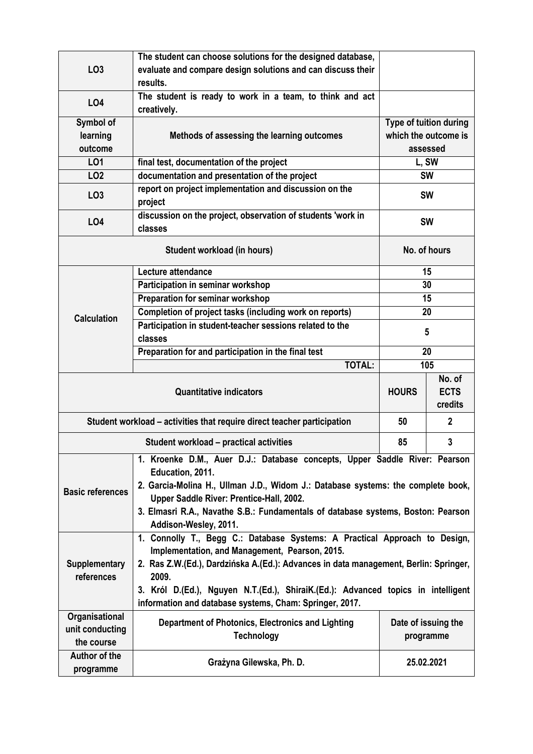| | | | |
|---|---|---|---|
| LO3 | The student can choose solutions for the designed database, evaluate and compare design solutions and can discuss their results. | | |
| LO4 | The student is ready to work in a team, to think and act creatively. | | |
| **Symbol of learning outcome** | **Methods of assessing the learning outcomes** | **Type of tuition during which the outcome is assessed** | |
| LO1 | final test, documentation of the project | L, SW | |
| LO2 | documentation and presentation of the project | SW | |
| LO3 | report on project implementation and discussion on the project | SW | |
| LO4 | discussion on the project, observation of students 'work in classes | SW | |
| **Student workload (in hours)** | | **No. of hours** | |
| Calculation | Lecture attendance | 15 | |
| | Participation in seminar workshop | 30 | |
| | Preparation for seminar workshop | 15 | |
| | Completion of project tasks (including work on reports) | 20 | |
| | Participation in student-teacher sessions related to the classes | 5 | |
| | Preparation for and participation in the final test | 20 | |
| | TOTAL: | 105 | |
| **Quantitative indicators** | | **HOURS** | **No. of ECTS credits** |
| Student workload – activities that require direct teacher participation | | 50 | 2 |
| Student workload – practical activities | | 85 | 3 |
| Basic references | 1. Kroenke D.M., Auer D.J.: Database concepts, Upper Saddle River: Pearson Education, 2011.<br>2. Garcia-Molina H., Ullman J.D., Widom J.: Database systems: the complete book, Upper Saddle River: Prentice-Hall, 2002.<br>3. Elmasri R.A., Navathe S.B.: Fundamentals of database systems, Boston: Pearson Addison-Wesley, 2011. | | |
| Supplementary references | 1. Connolly T., Begg C.: Database Systems: A Practical Approach to Design, Implementation, and Management, Pearson, 2015.<br>2. Ras Z.W.(Ed.), Dardzińska A.(Ed.): Advances in data management, Berlin: Springer, 2009.<br>3. Król D.(Ed.), Nguyen N.T.(Ed.), ShiraiK.(Ed.): Advanced topics in intelligent information and database systems, Cham: Springer, 2017. | | |
| Organisational unit conducting the course | Department of Photonics, Electronics and Lighting Technology | Date of issuing the programme | |
| Author of the programme | Grażyna Gilewska, Ph. D. | 25.02.2021 | |